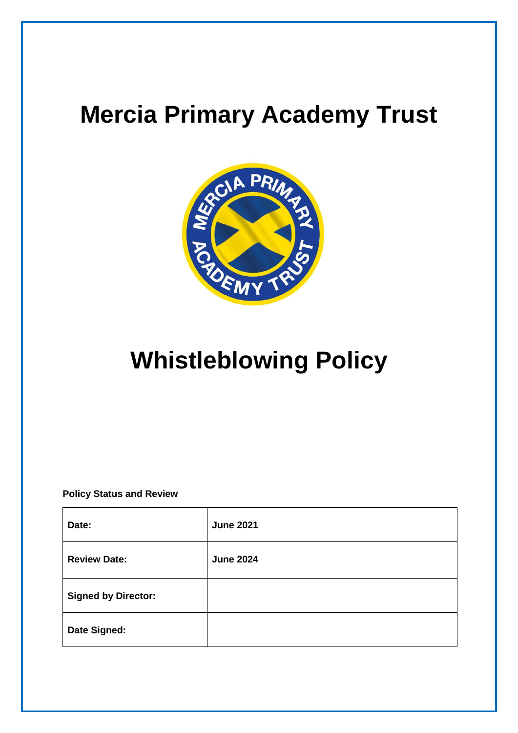# Mercia Primary Academy Trust

# Whistleblowing Policy

**Policy Status and Review**

| | |
|---|---|
| **Date:** | **June 2021** |
| **Review Date:** | **June 2024** |
| **Signed by Director:** | |
| **Date Signed:** | |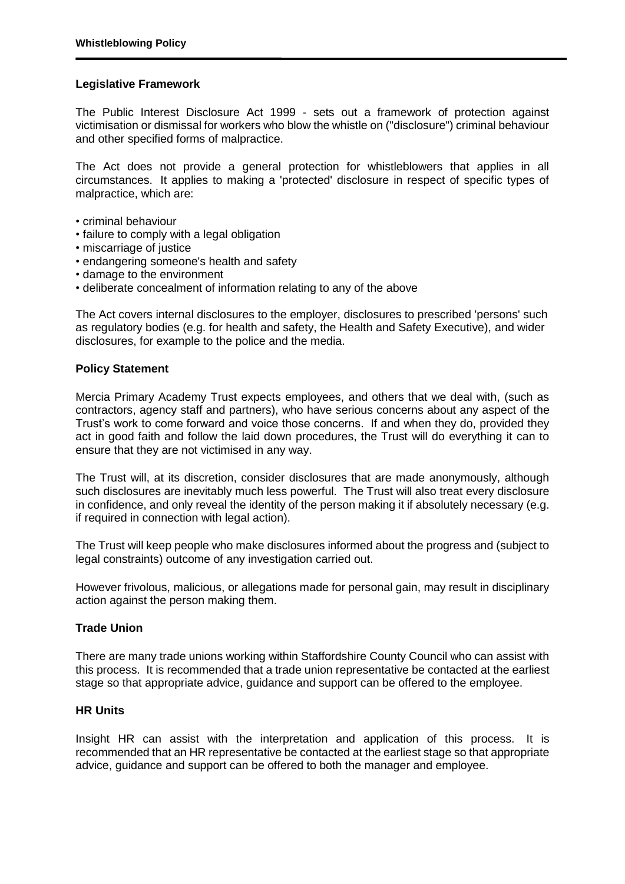## Legislative Framework

The Public Interest Disclosure Act 1999 - sets out a framework of protection against victimisation or dismissal for workers who blow the whistle on ("disclosure") criminal behaviour and other specified forms of malpractice.

The Act does not provide a general protection for whistleblowers that applies in all circumstances. It applies to making a 'protected' disclosure in respect of specific types of malpractice, which are:

- criminal behaviour
- failure to comply with a legal obligation
- miscarriage of justice
- endangering someone's health and safety
- damage to the environment
- deliberate concealment of information relating to any of the above

The Act covers internal disclosures to the employer, disclosures to prescribed 'persons' such as regulatory bodies (e.g. for health and safety, the Health and Safety Executive), and wider disclosures, for example to the police and the media.

## Policy Statement

Mercia Primary Academy Trust expects employees, and others that we deal with, (such as contractors, agency staff and partners), who have serious concerns about any aspect of the Trust's work to come forward and voice those concerns. If and when they do, provided they act in good faith and follow the laid down procedures, the Trust will do everything it can to ensure that they are not victimised in any way.

The Trust will, at its discretion, consider disclosures that are made anonymously, although such disclosures are inevitably much less powerful. The Trust will also treat every disclosure in confidence, and only reveal the identity of the person making it if absolutely necessary (e.g. if required in connection with legal action).

The Trust will keep people who make disclosures informed about the progress and (subject to legal constraints) outcome of any investigation carried out.

However frivolous, malicious, or allegations made for personal gain, may result in disciplinary action against the person making them.

## Trade Union

There are many trade unions working within Staffordshire County Council who can assist with this process. It is recommended that a trade union representative be contacted at the earliest stage so that appropriate advice, guidance and support can be offered to the employee.

## HR Units

Insight HR can assist with the interpretation and application of this process. It is recommended that an HR representative be contacted at the earliest stage so that appropriate advice, guidance and support can be offered to both the manager and employee.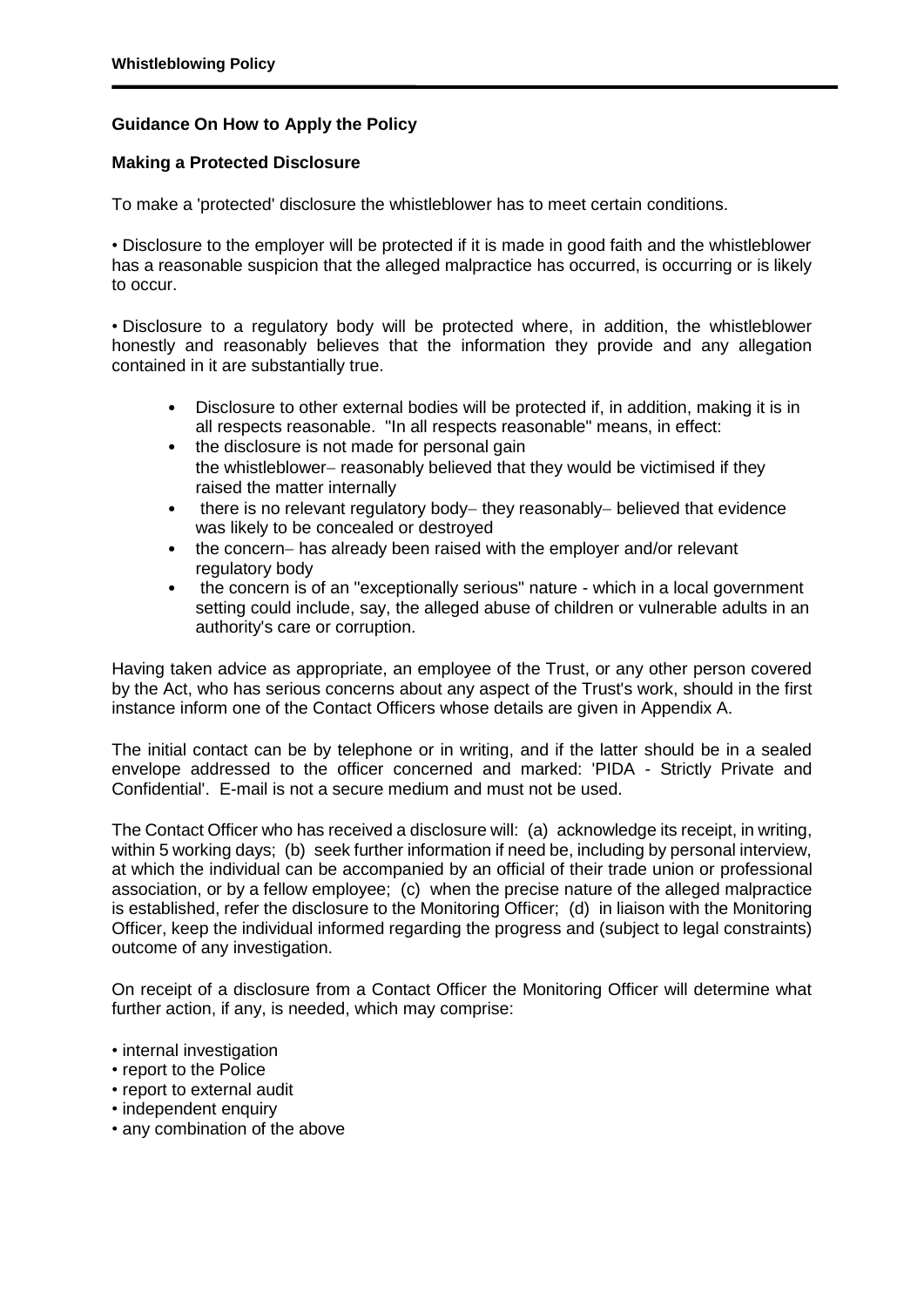## Guidance On How to Apply the Policy

### Making a Protected Disclosure

To make a 'protected' disclosure the whistleblower has to meet certain conditions.

• Disclosure to the employer will be protected if it is made in good faith and the whistleblower has a reasonable suspicion that the alleged malpractice has occurred, is occurring or is likely to occur.

• Disclosure to a regulatory body will be protected where, in addition, the whistleblower honestly and reasonably believes that the information they provide and any allegation contained in it are substantially true.

- Disclosure to other external bodies will be protected if, in addition, making it is in all respects reasonable. "In all respects reasonable" means, in effect:
- the disclosure is not made for personal gain
  the whistleblower– reasonably believed that they would be victimised if they raised the matter internally
- there is no relevant regulatory body– they reasonably– believed that evidence was likely to be concealed or destroyed
- the concern– has already been raised with the employer and/or relevant regulatory body
- the concern is of an "exceptionally serious" nature - which in a local government setting could include, say, the alleged abuse of children or vulnerable adults in an authority's care or corruption.

Having taken advice as appropriate, an employee of the Trust, or any other person covered by the Act, who has serious concerns about any aspect of the Trust's work, should in the first instance inform one of the Contact Officers whose details are given in Appendix A.

The initial contact can be by telephone or in writing, and if the latter should be in a sealed envelope addressed to the officer concerned and marked: 'PIDA - Strictly Private and Confidential'. E-mail is not a secure medium and must not be used.

The Contact Officer who has received a disclosure will: (a) acknowledge its receipt, in writing, within 5 working days; (b) seek further information if need be, including by personal interview, at which the individual can be accompanied by an official of their trade union or professional association, or by a fellow employee; (c) when the precise nature of the alleged malpractice is established, refer the disclosure to the Monitoring Officer; (d) in liaison with the Monitoring Officer, keep the individual informed regarding the progress and (subject to legal constraints) outcome of any investigation.

On receipt of a disclosure from a Contact Officer the Monitoring Officer will determine what further action, if any, is needed, which may comprise:

• internal investigation
• report to the Police
• report to external audit
• independent enquiry
• any combination of the above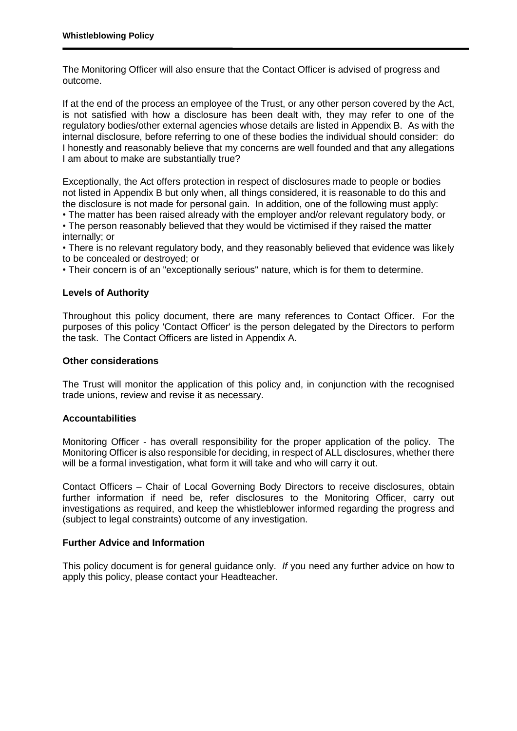The Monitoring Officer will also ensure that the Contact Officer is advised of progress and outcome.

If at the end of the process an employee of the Trust, or any other person covered by the Act, is not satisfied with how a disclosure has been dealt with, they may refer to one of the regulatory bodies/other external agencies whose details are listed in Appendix B. As with the internal disclosure, before referring to one of these bodies the individual should consider: do I honestly and reasonably believe that my concerns are well founded and that any allegations I am about to make are substantially true?

Exceptionally, the Act offers protection in respect of disclosures made to people or bodies not listed in Appendix B but only when, all things considered, it is reasonable to do this and the disclosure is not made for personal gain. In addition, one of the following must apply:

- The matter has been raised already with the employer and/or relevant regulatory body, or
- The person reasonably believed that they would be victimised if they raised the matter internally; or
- There is no relevant regulatory body, and they reasonably believed that evidence was likely to be concealed or destroyed; or
- Their concern is of an "exceptionally serious" nature, which is for them to determine.

**Levels of Authority**

Throughout this policy document, there are many references to Contact Officer. For the purposes of this policy 'Contact Officer' is the person delegated by the Directors to perform the task. The Contact Officers are listed in Appendix A.

**Other considerations**

The Trust will monitor the application of this policy and, in conjunction with the recognised trade unions, review and revise it as necessary.

**Accountabilities**

Monitoring Officer - has overall responsibility for the proper application of the policy. The Monitoring Officer is also responsible for deciding, in respect of ALL disclosures, whether there will be a formal investigation, what form it will take and who will carry it out.

Contact Officers – Chair of Local Governing Body Directors to receive disclosures, obtain further information if need be, refer disclosures to the Monitoring Officer, carry out investigations as required, and keep the whistleblower informed regarding the progress and (subject to legal constraints) outcome of any investigation.

**Further Advice and Information**

This policy document is for general guidance only. *If* you need any further advice on how to apply this policy, please contact your Headteacher.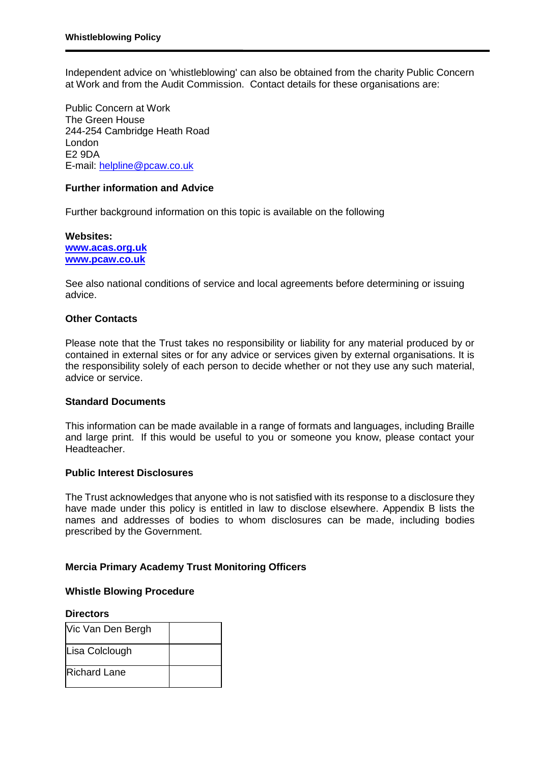Independent advice on 'whistleblowing' can also be obtained from the charity Public Concern at Work and from the Audit Commission. Contact details for these organisations are:

Public Concern at Work
The Green House
244-254 Cambridge Heath Road
London
E2 9DA
E-mail: helpline@pcaw.co.uk

**Further information and Advice**

Further background information on this topic is available on the following

**Websites:**
**www.acas.org.uk**
**www.pcaw.co.uk**

See also national conditions of service and local agreements before determining or issuing advice.

**Other Contacts**

Please note that the Trust takes no responsibility or liability for any material produced by or contained in external sites or for any advice or services given by external organisations. It is the responsibility solely of each person to decide whether or not they use any such material, advice or service.

**Standard Documents**

This information can be made available in a range of formats and languages, including Braille and large print. If this would be useful to you or someone you know, please contact your Headteacher.

**Public Interest Disclosures**

The Trust acknowledges that anyone who is not satisfied with its response to a disclosure they have made under this policy is entitled in law to disclose elsewhere. Appendix B lists the names and addresses of bodies to whom disclosures can be made, including bodies prescribed by the Government.

**Mercia Primary Academy Trust Monitoring Officers**

**Whistle Blowing Procedure**

**Directors**

| | |
|---|---|
| Vic Van Den Bergh | |
| Lisa Colclough | |
| Richard Lane | |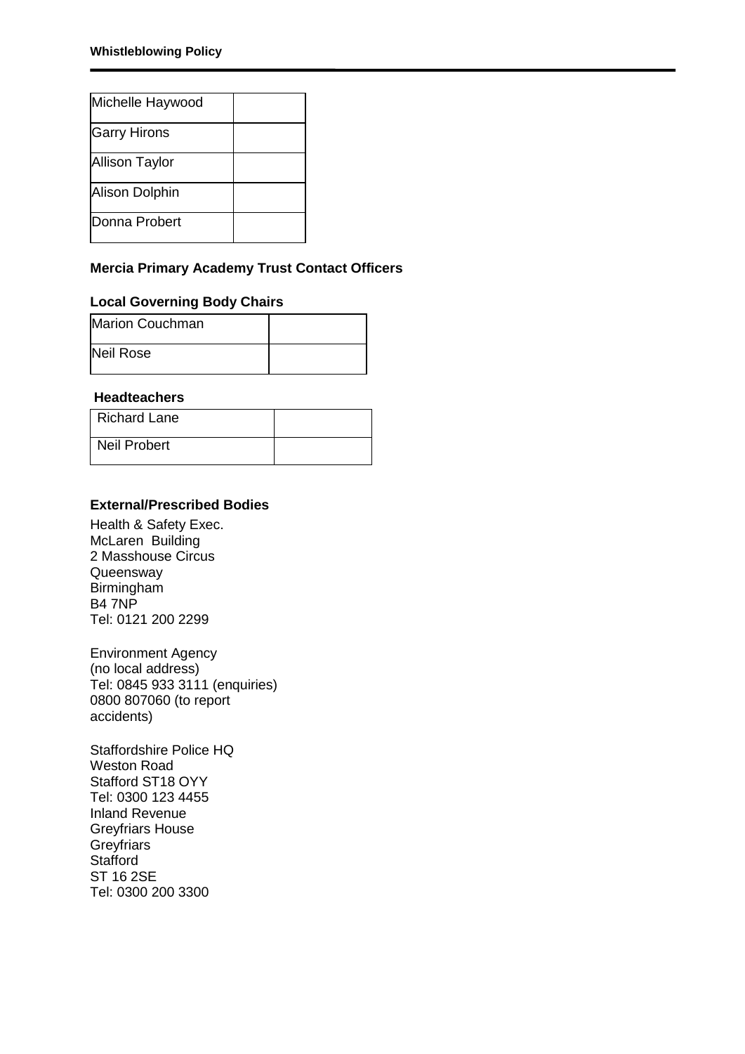| Michelle Haywood | |
|---|---|
| Garry Hirons | |
| Allison Taylor | |
| Alison Dolphin | |
| Donna Probert | |

**Mercia Primary Academy Trust Contact Officers**

**Local Governing Body Chairs**

| Marion Couchman | |
|---|---|
| Neil Rose | |

**Headteachers**

| Richard Lane | |
|---|---|
| Neil Probert | |

**External/Prescribed Bodies**

Health & Safety Exec.
McLaren Building
2 Masshouse Circus
Queensway
Birmingham
B4 7NP
Tel: 0121 200 2299

Environment Agency
(no local address)
Tel: 0845 933 3111 (enquiries)
0800 807060 (to report
accidents)

Staffordshire Police HQ
Weston Road
Stafford ST18 OYY
Tel: 0300 123 4455
Inland Revenue
Greyfriars House
Greyfriars
Stafford
ST 16 2SE
Tel: 0300 200 3300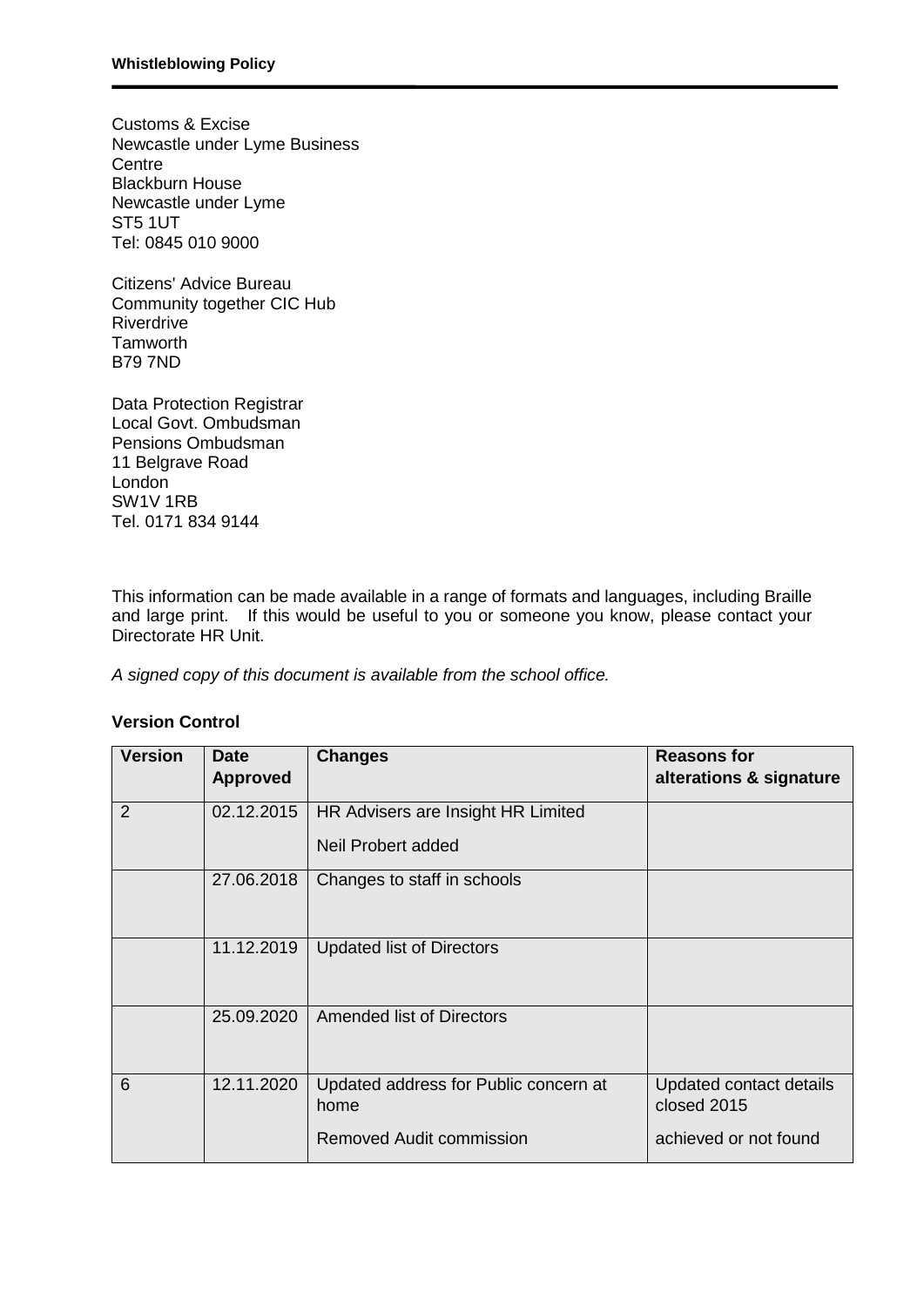Customs & Excise
Newcastle under Lyme Business Centre
Blackburn House
Newcastle under Lyme
ST5 1UT
Tel: 0845 010 9000

Citizens' Advice Bureau
Community together CIC Hub
Riverdrive
Tamworth
B79 7ND

Data Protection Registrar
Local Govt. Ombudsman
Pensions Ombudsman
11 Belgrave Road
London
SW1V 1RB
Tel. 0171 834 9144

This information can be made available in a range of formats and languages, including Braille and large print. If this would be useful to you or someone you know, please contact your Directorate HR Unit.

*A signed copy of this document is available from the school office.*

**Version Control**

| Version | Date Approved | Changes | Reasons for alterations & signature |
|---|---|---|---|
| 2 | 02.12.2015 | HR Advisers are Insight HR Limited<br>Neil Probert added | |
| | 27.06.2018 | Changes to staff in schools | |
| | 11.12.2019 | Updated list of Directors | |
| | 25.09.2020 | Amended list of Directors | |
| 6 | 12.11.2020 | Updated address for Public concern at home<br>Removed Audit commission | Updated contact details closed 2015<br>achieved or not found |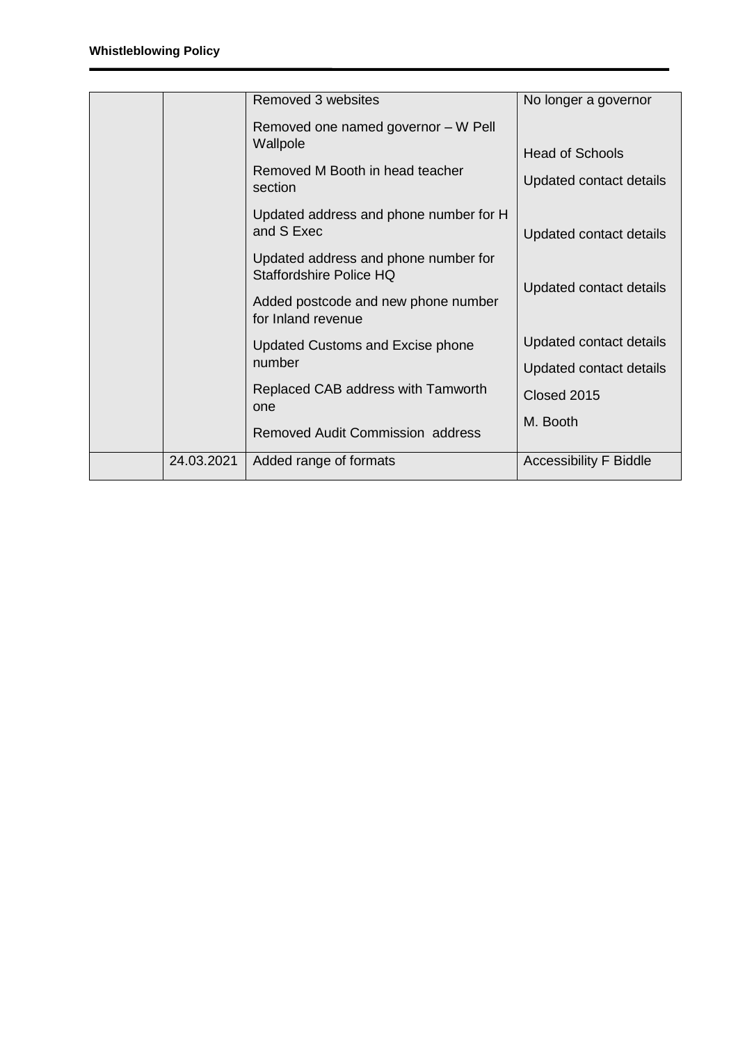| | | | |
|---|---|---|---|
| | | Removed 3 websites<br><br>Removed one named governor – W Pell Wallpole<br><br>Removed M Booth in head teacher section<br><br>Updated address and phone number for H and S Exec<br><br>Updated address and phone number for Staffordshire Police HQ<br><br>Added postcode and new phone number for Inland revenue<br><br>Updated Customs and Excise phone number<br><br>Replaced CAB address with Tamworth one<br><br>Removed Audit Commission address | No longer a governor<br><br>Head of Schools<br><br>Updated contact details<br><br>Updated contact details<br><br>Updated contact details<br><br>Updated contact details<br><br>Updated contact details<br><br>Closed 2015<br><br>M. Booth |
| | 24.03.2021 | Added range of formats | Accessibility F Biddle |